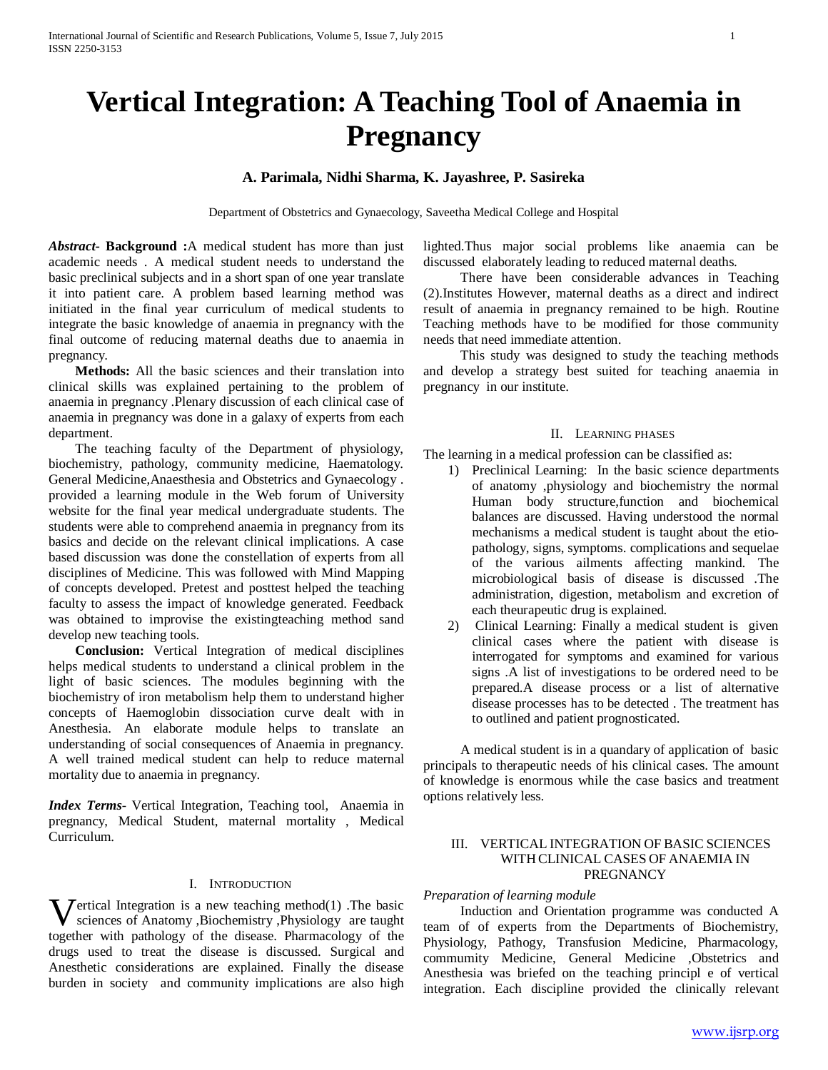# Vertical Integration: A Teaching Tool of Anaemia in Pregnancy

**A. Parimala, Nidhi Sharma, K. Jayashree, P. Sasireka**

Department of Obstetrics and Gynaecology, Saveetha Medical College and Hospital

***Abstract*- Background :**A medical student has more than just academic needs . A medical student needs to understand the basic preclinical subjects and in a short span of one year translate it into patient care. A problem based learning method was initiated in the final year curriculum of medical students to integrate the basic knowledge of anaemia in pregnancy with the final outcome of reducing maternal deaths due to anaemia in pregnancy.

**Methods:** All the basic sciences and their translation into clinical skills was explained pertaining to the problem of anaemia in pregnancy .Plenary discussion of each clinical case of anaemia in pregnancy was done in a galaxy of experts from each department.

The teaching faculty of the Department of physiology, biochemistry, pathology, community medicine, Haematology. General Medicine,Anaesthesia and Obstetrics and Gynaecology . provided a learning module in the Web forum of University website for the final year medical undergraduate students. The students were able to comprehend anaemia in pregnancy from its basics and decide on the relevant clinical implications. A case based discussion was done the constellation of experts from all disciplines of Medicine. This was followed with Mind Mapping of concepts developed. Pretest and posttest helped the teaching faculty to assess the impact of knowledge generated. Feedback was obtained to improvise the existingteaching method sand develop new teaching tools.

**Conclusion:** Vertical Integration of medical disciplines helps medical students to understand a clinical problem in the light of basic sciences. The modules beginning with the biochemistry of iron metabolism help them to understand higher concepts of Haemoglobin dissociation curve dealt with in Anesthesia. An elaborate module helps to translate an understanding of social consequences of Anaemia in pregnancy. A well trained medical student can help to reduce maternal mortality due to anaemia in pregnancy.

***Index Terms*-** Vertical Integration, Teaching tool, Anaemia in pregnancy, Medical Student, maternal mortality , Medical Curriculum.

## I. Introduction

Vertical Integration is a new teaching method(1) .The basic sciences of Anatomy ,Biochemistry ,Physiology are taught together with pathology of the disease. Pharmacology of the drugs used to treat the disease is discussed. Surgical and Anesthetic considerations are explained. Finally the disease burden in society and community implications are also high lighted.Thus major social problems like anaemia can be discussed elaborately leading to reduced maternal deaths.

There have been considerable advances in Teaching (2).Institutes However, maternal deaths as a direct and indirect result of anaemia in pregnancy remained to be high. Routine Teaching methods have to be modified for those community needs that need immediate attention.

This study was designed to study the teaching methods and develop a strategy best suited for teaching anaemia in pregnancy in our institute.

## II. Learning phases

The learning in a medical profession can be classified as:

1) Preclinical Learning: In the basic science departments of anatomy ,physiology and biochemistry the normal Human body structure,function and biochemical balances are discussed. Having understood the normal mechanisms a medical student is taught about the etio-pathology, signs, symptoms. complications and sequelae of the various ailments affecting mankind. The microbiological basis of disease is discussed .The administration, digestion, metabolism and excretion of each theurapeutic drug is explained.
2) Clinical Learning: Finally a medical student is given clinical cases where the patient with disease is interrogated for symptoms and examined for various signs .A list of investigations to be ordered need to be prepared.A disease process or a list of alternative disease processes has to be detected . The treatment has to outlined and patient prognosticated.

A medical student is in a quandary of application of basic principals to therapeutic needs of his clinical cases. The amount of knowledge is enormous while the case basics and treatment options relatively less.

## III. Vertical Integration of Basic Sciences with Clinical Cases of Anaemia in Pregnancy

*Preparation of learning module*

Induction and Orientation programme was conducted A team of of experts from the Departments of Biochemistry, Physiology, Pathogy, Transfusion Medicine, Pharmacology, commumity Medicine, General Medicine ,Obstetrics and Anesthesia was briefed on the teaching principl e of vertical integration. Each discipline provided the clinically relevant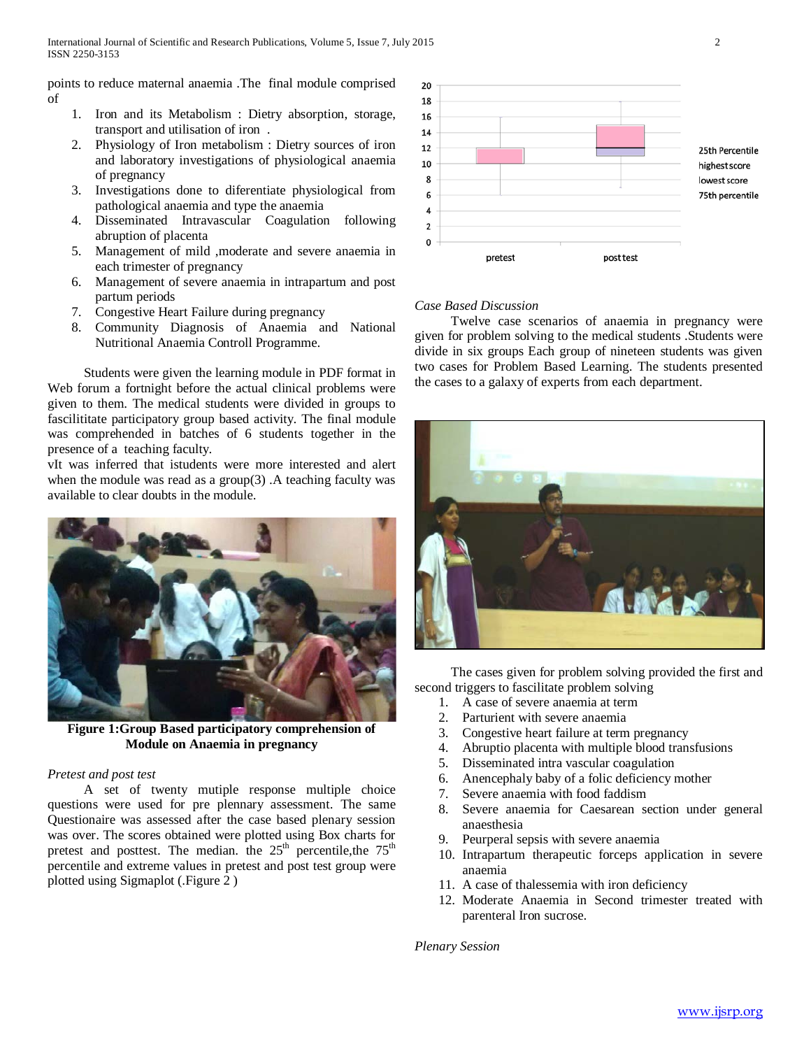points to reduce maternal anaemia .The final module comprised of

1. Iron and its Metabolism : Dietry absorption, storage, transport and utilisation of iron .
2. Physiology of Iron metabolism : Dietry sources of iron and laboratory investigations of physiological anaemia of pregnancy
3. Investigations done to diferentiate physiological from pathological anaemia and type the anaemia
4. Disseminated Intravascular Coagulation following abruption of placenta
5. Management of mild ,moderate and severe anaemia in each trimester of pregnancy
6. Management of severe anaemia in intrapartum and post partum periods
7. Congestive Heart Failure during pregnancy
8. Community Diagnosis of Anaemia and National Nutritional Anaemia Controll Programme.

Students were given the learning module in PDF format in Web forum a fortnight before the actual clinical problems were given to them. The medical students were divided in groups to fascilititate participatory group based activity. The final module was comprehended in batches of 6 students together in the presence of a teaching faculty.

vIt was inferred that istudents were more interested and alert when the module was read as a group(3) .A teaching faculty was available to clear doubts in the module.

**Figure 1:Group Based participatory comprehension of Module on Anaemia in pregnancy**

*Pretest and post test*

A set of twenty mutiple response multiple choice questions were used for pre plennary assessment. The same Questionaire was assessed after the case based plenary session was over. The scores obtained were plotted using Box charts for pretest and posttest. The median. the 25th percentile,the 75th percentile and extreme values in pretest and post test group were plotted using Sigmaplot (.Figure 2 )

*Case Based Discussion*

Twelve case scenarios of anaemia in pregnancy were given for problem solving to the medical students .Students were divide in six groups Each group of nineteen students was given two cases for Problem Based Learning. The students presented the cases to a galaxy of experts from each department.

The cases given for problem solving provided the first and second triggers to fascilitate problem solving

1. A case of severe anaemia at term
2. Parturient with severe anaemia
3. Congestive heart failure at term pregnancy
4. Abruptio placenta with multiple blood transfusions
5. Disseminated intra vascular coagulation
6. Anencephaly baby of a folic deficiency mother
7. Severe anaemia with food faddism
8. Severe anaemia for Caesarean section under general anaesthesia
9. Peurperal sepsis with severe anaemia
10. Intrapartum therapeutic forceps application in severe anaemia
11. A case of thalessemia with iron deficiency
12. Moderate Anaemia in Second trimester treated with parenteral Iron sucrose.

*Plenary Session*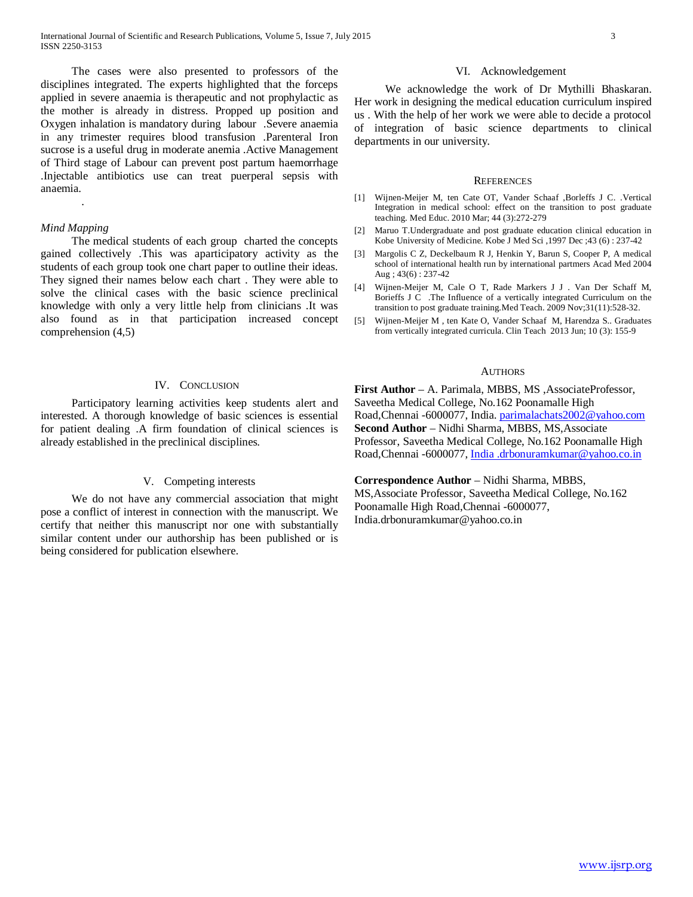The cases were also presented to professors of the disciplines integrated. The experts highlighted that the forceps applied in severe anaemia is therapeutic and not prophylactic as the mother is already in distress. Propped up position and Oxygen inhalation is mandatory during labour .Severe anaemia in any trimester requires blood transfusion .Parenteral Iron sucrose is a useful drug in moderate anemia .Active Management of Third stage of Labour can prevent post partum haemorrhage .Injectable antibiotics use can treat puerperal sepsis with anaemia.

.

*Mind Mapping*

The medical students of each group charted the concepts gained collectively .This was aparticipatory activity as the students of each group took one chart paper to outline their ideas. They signed their names below each chart . They were able to solve the clinical cases with the basic science preclinical knowledge with only a very little help from clinicians .It was also found as in that participation increased concept comprehension (4,5)

## IV. Conclusion

Participatory learning activities keep students alert and interested. A thorough knowledge of basic sciences is essential for patient dealing .A firm foundation of clinical sciences is already established in the preclinical disciplines.

## V. Competing interests

We do not have any commercial association that might pose a conflict of interest in connection with the manuscript. We certify that neither this manuscript nor one with substantially similar content under our authorship has been published or is being considered for publication elsewhere.

## VI. Acknowledgement

We acknowledge the work of Dr Mythilli Bhaskaran. Her work in designing the medical education curriculum inspired us . With the help of her work we were able to decide a protocol of integration of basic science departments to clinical departments in our university.

## References

[1] Wijnen-Meijer M, ten Cate OT, Vander Schaaf ,Borleffs J C. .Vertical Integration in medical school: effect on the transition to post graduate teaching. Med Educ. 2010 Mar; 44 (3):272-279

[2] Maruo T.Undergraduate and post graduate education clinical education in Kobe University of Medicine. Kobe J Med Sci ,1997 Dec ;43 (6) : 237-42

[3] Margolis C Z, Deckelbaum R J, Henkin Y, Barun S, Cooper P, A medical school of international health run by international partmers Acad Med 2004 Aug ; 43(6) : 237-42

[4] Wijnen-Meijer M, Cale O T, Rade Markers J J . Van Der Schaff M, Borieffs J C .The Influence of a vertically integrated Curriculum on the transition to post graduate training.Med Teach. 2009 Nov;31(11):528-32.

[5] Wijnen-Meijer M , ten Kate O, Vander Schaaf M, Harendza S.. Graduates from vertically integrated curricula. Clin Teach 2013 Jun; 10 (3): 155-9

## Authors

**First Author** – A. Parimala, MBBS, MS ,AssociateProfessor, Saveetha Medical College, No.162 Poonamalle High Road,Chennai -6000077, India. parimalachats2002@yahoo.com

**Second Author** – Nidhi Sharma, MBBS, MS,Associate Professor, Saveetha Medical College, No.162 Poonamalle High Road,Chennai -6000077, India .drbonuramkumar@yahoo.co.in

**Correspondence Author** – Nidhi Sharma, MBBS, MS,Associate Professor, Saveetha Medical College, No.162 Poonamalle High Road,Chennai -6000077, India.drbonuramkumar@yahoo.co.in